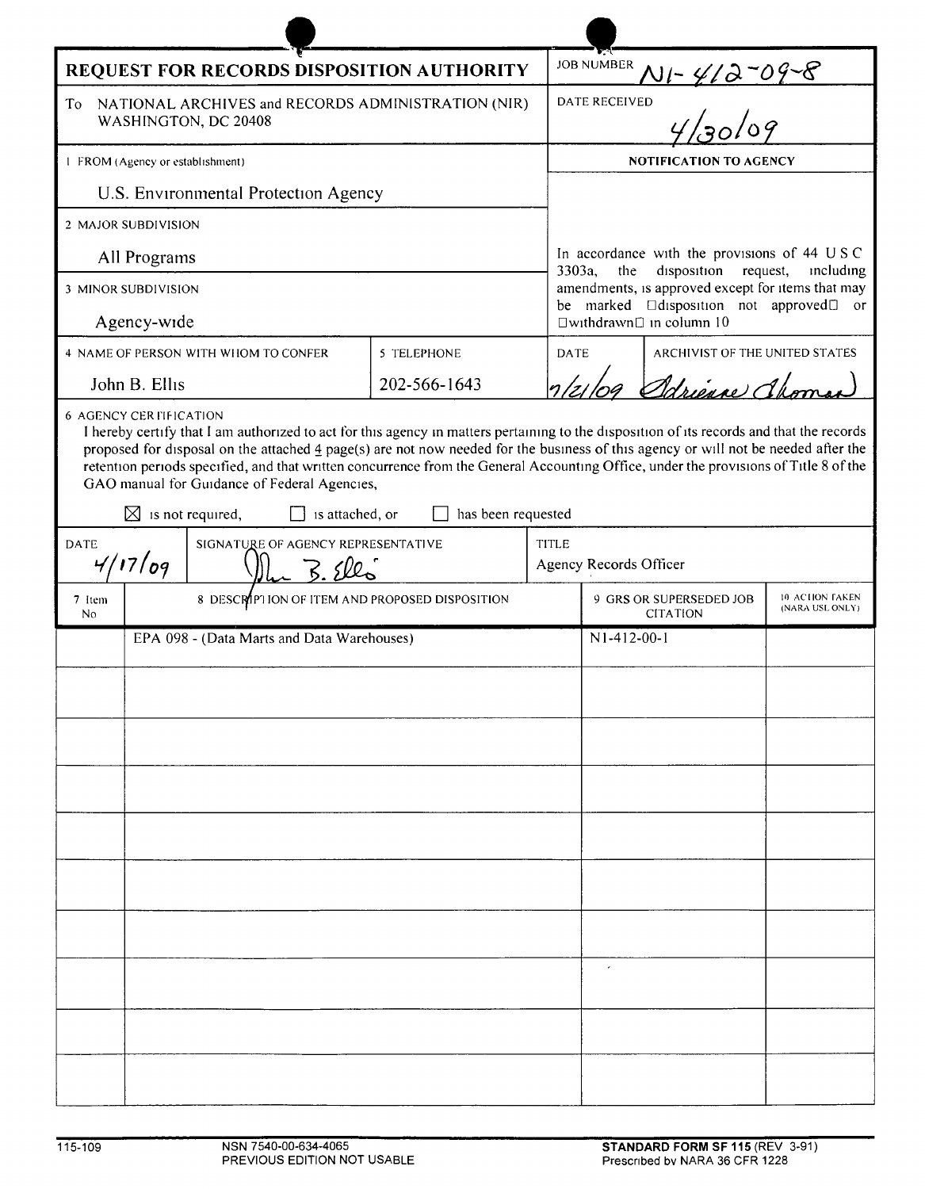# REQUEST FOR RECORDS DISPOSITION AUTHORITY

**JOB NUMBER** N1-412-09-8

**DATE RECEIVED** 4/30/09

To NATIONAL ARCHIVES and RECORDS ADMINISTRATION (NIR) WASHINGTON, DC 20408

1 FROM (Agency or establishment)

U.S. Environmental Protection Agency

2 MAJOR SUBDIVISION

All Programs

3 MINOR SUBDIVISION

Agency-wide

4 NAME OF PERSON WITH WHOM TO CONFER: John B. Ellis

5 TELEPHONE: 202-566-1643

**NOTIFICATION TO AGENCY**

In accordance with the provisions of 44 U S C 3303a, the disposition request, including amendments, is approved except for items that may be marked "disposition not approved" or "withdrawn" in column 10

DATE: 7/21/09

ARCHIVIST OF THE UNITED STATES: Adrienne Thomas

6 AGENCY CERTIFICATION

I hereby certify that I am authorized to act for this agency in matters pertaining to the disposition of its records and that the records proposed for disposal on the attached 4 page(s) are not now needed for the business of this agency or will not be needed after the retention periods specified, and that written concurrence from the General Accounting Office, under the provisions of Title 8 of the GAO manual for Guidance of Federal Agencies,

☒ is not required, ☐ is attached, or ☐ has been requested

DATE: 4/17/09

SIGNATURE OF AGENCY REPRESENTATIVE: John B. Ellis

TITLE: Agency Records Officer

| 7 Item No | 8 DESCRIPTION OF ITEM AND PROPOSED DISPOSITION | 9 GRS OR SUPERSEDED JOB CITATION | 10 ACTION TAKEN (NARA USE ONLY) |
|---|---|---|---|
| | EPA 098 - (Data Marts and Data Warehouses) | N1-412-00-1 | |

115-109

NSN 7540-00-634-4065
PREVIOUS EDITION NOT USABLE

**STANDARD FORM SF 115** (REV 3-91)
Prescribed by NARA 36 CFR 1228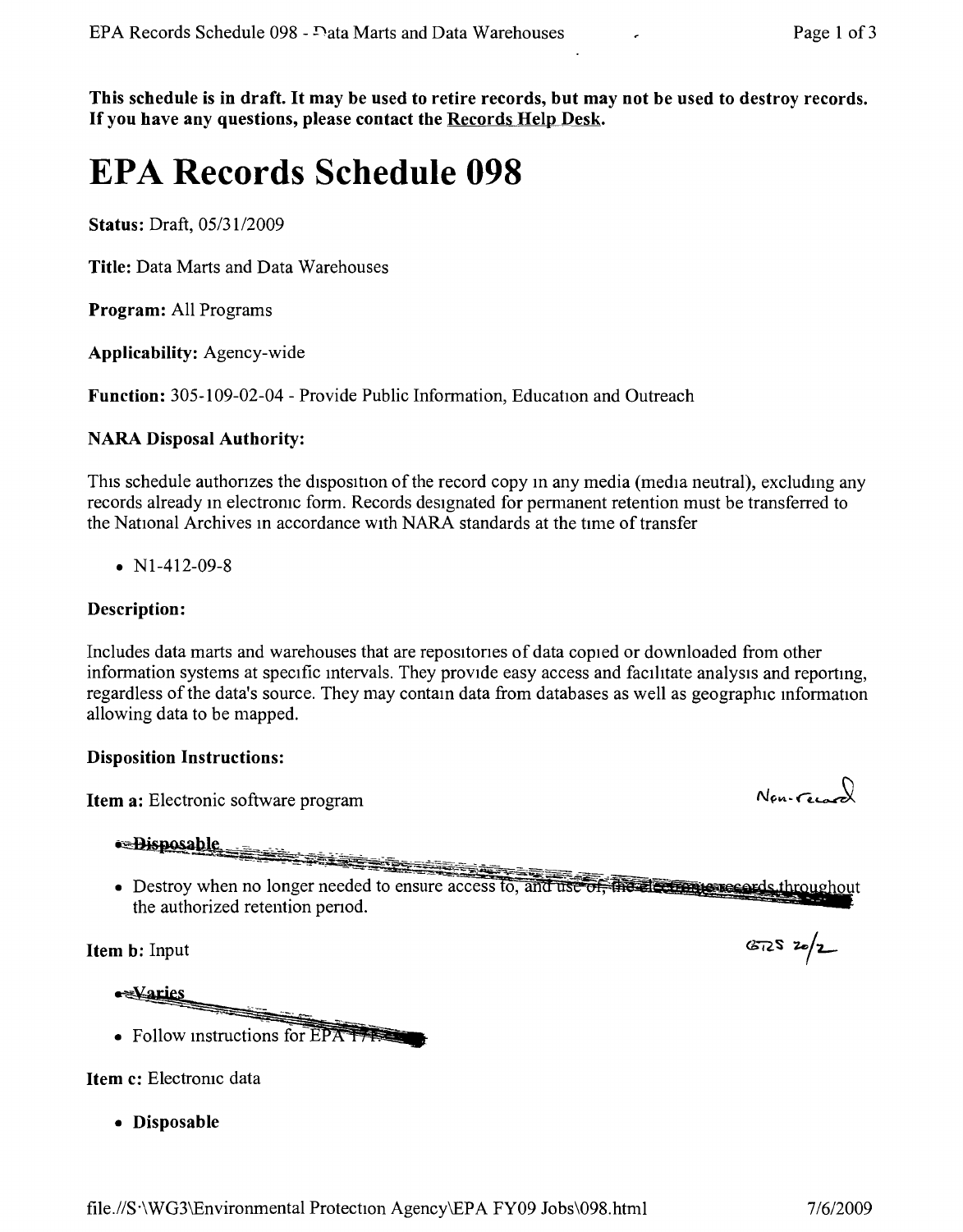**This schedule is in draft. It may be used to retire records, but may not be used to destroy records. If you have any questions, please contact the Records Help Desk.**

# EPA Records Schedule 098

**Status:** Draft, 05/31/2009

**Title:** Data Marts and Data Warehouses

**Program:** All Programs

**Applicability:** Agency-wide

**Function:** 305-109-02-04 - Provide Public Information, Education and Outreach

**NARA Disposal Authority:**

This schedule authorizes the disposition of the record copy in any media (media neutral), excluding any records already in electronic form. Records designated for permanent retention must be transferred to the National Archives in accordance with NARA standards at the time of transfer

- N1-412-09-8

**Description:**

Includes data marts and warehouses that are repositories of data copied or downloaded from other information systems at specific intervals. They provide easy access and facilitate analysis and reporting, regardless of the data's source. They may contain data from databases as well as geographic information allowing data to be mapped.

**Disposition Instructions:**

**Item a:** Electronic software program

Non-record

- ~~**Disposable**~~
- ~~Destroy when no longer needed to ensure access to, and use of, the electronic records throughout the authorized retention period.~~

**Item b:** Input

GRS 20/2

- ~~**Varies**~~
- ~~Follow instructions for EPA 171.~~

**Item c:** Electronic data

- **Disposable**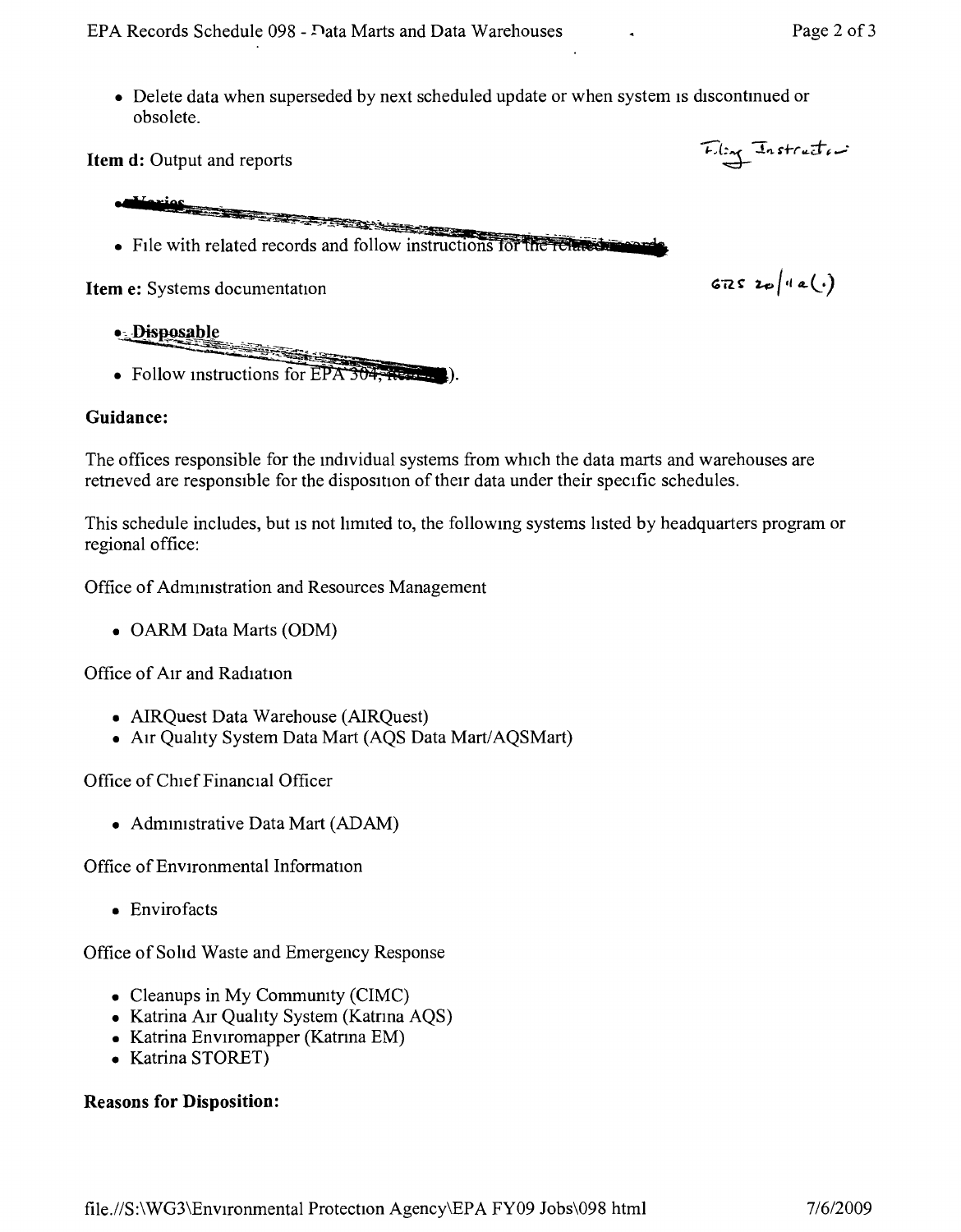- Delete data when superseded by next scheduled update or when system is discontinued or obsolete.

**Item d:** Output and reports

Filing Instructions

- ~~Varies~~
- File with related records and follow instructions for the related records.

**Item e:** Systems documentation

GRS 20/11a(1)

- ~~Disposable~~
- Follow instructions for EPA 304, ~~Item~~).

**Guidance:**

The offices responsible for the individual systems from which the data marts and warehouses are retrieved are responsible for the disposition of their data under their specific schedules.

This schedule includes, but is not limited to, the following systems listed by headquarters program or regional office:

Office of Administration and Resources Management

- OARM Data Marts (ODM)

Office of Air and Radiation

- AIRQuest Data Warehouse (AIRQuest)
- Air Quality System Data Mart (AQS Data Mart/AQSMart)

Office of Chief Financial Officer

- Administrative Data Mart (ADAM)

Office of Environmental Information

- Envirofacts

Office of Solid Waste and Emergency Response

- Cleanups in My Community (CIMC)
- Katrina Air Quality System (Katrina AQS)
- Katrina Enviromapper (Katrina EM)
- Katrina STORET)

**Reasons for Disposition:**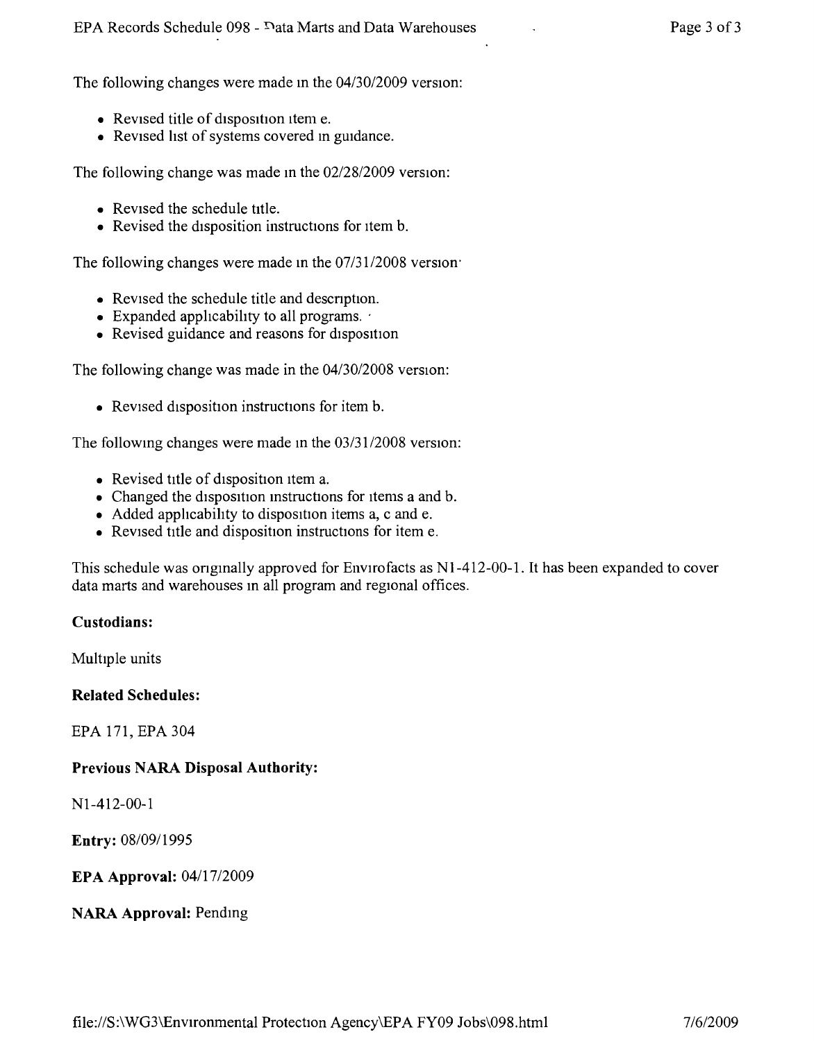The following changes were made in the 04/30/2009 version:

- Revised title of disposition item e.
- Revised list of systems covered in guidance.

The following change was made in the 02/28/2009 version:

- Revised the schedule title.
- Revised the disposition instructions for item b.

The following changes were made in the 07/31/2008 version:

- Revised the schedule title and description.
- Expanded applicability to all programs.
- Revised guidance and reasons for disposition

The following change was made in the 04/30/2008 version:

- Revised disposition instructions for item b.

The following changes were made in the 03/31/2008 version:

- Revised title of disposition item a.
- Changed the disposition instructions for items a and b.
- Added applicability to disposition items a, c and e.
- Revised title and disposition instructions for item e.

This schedule was originally approved for Envirofacts as N1-412-00-1. It has been expanded to cover data marts and warehouses in all program and regional offices.

**Custodians:**

Multiple units

**Related Schedules:**

EPA 171, EPA 304

**Previous NARA Disposal Authority:**

N1-412-00-1

**Entry:** 08/09/1995

**EPA Approval:** 04/17/2009

**NARA Approval:** Pending